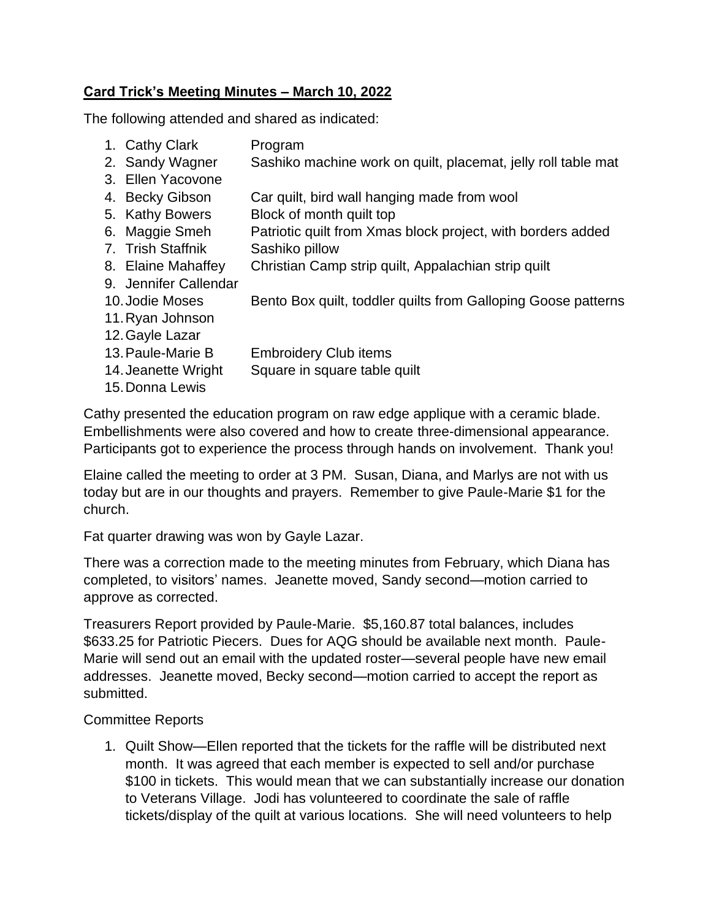**Card Trick's Meeting Minutes – March 10, 2022**

The following attended and shared as indicated:

| | |
|---|---|
| 1. Cathy Clark | Program |
| 2. Sandy Wagner | Sashiko machine work on quilt, placemat, jelly roll table mat |
| 3. Ellen Yacovone | |
| 4. Becky Gibson | Car quilt, bird wall hanging made from wool |
| 5. Kathy Bowers | Block of month quilt top |
| 6. Maggie Smeh | Patriotic quilt from Xmas block project, with borders added |
| 7. Trish Staffnik | Sashiko pillow |
| 8. Elaine Mahaffey | Christian Camp strip quilt, Appalachian strip quilt |
| 9. Jennifer Callendar | |
| 10. Jodie Moses | Bento Box quilt, toddler quilts from Galloping Goose patterns |
| 11. Ryan Johnson | |
| 12. Gayle Lazar | |
| 13. Paule-Marie B | Embroidery Club items |
| 14. Jeanette Wright | Square in square table quilt |
| 15. Donna Lewis | |

Cathy presented the education program on raw edge applique with a ceramic blade. Embellishments were also covered and how to create three-dimensional appearance. Participants got to experience the process through hands on involvement. Thank you!

Elaine called the meeting to order at 3 PM. Susan, Diana, and Marlys are not with us today but are in our thoughts and prayers. Remember to give Paule-Marie $1 for the church.

Fat quarter drawing was won by Gayle Lazar.

There was a correction made to the meeting minutes from February, which Diana has completed, to visitors' names. Jeanette moved, Sandy second—motion carried to approve as corrected.

Treasurers Report provided by Paule-Marie. $5,160.87 total balances, includes $633.25 for Patriotic Piecers. Dues for AQG should be available next month. Paule-Marie will send out an email with the updated roster—several people have new email addresses. Jeanette moved, Becky second—motion carried to accept the report as submitted.

Committee Reports

1. Quilt Show—Ellen reported that the tickets for the raffle will be distributed next month. It was agreed that each member is expected to sell and/or purchase $100 in tickets. This would mean that we can substantially increase our donation to Veterans Village. Jodi has volunteered to coordinate the sale of raffle tickets/display of the quilt at various locations. She will need volunteers to help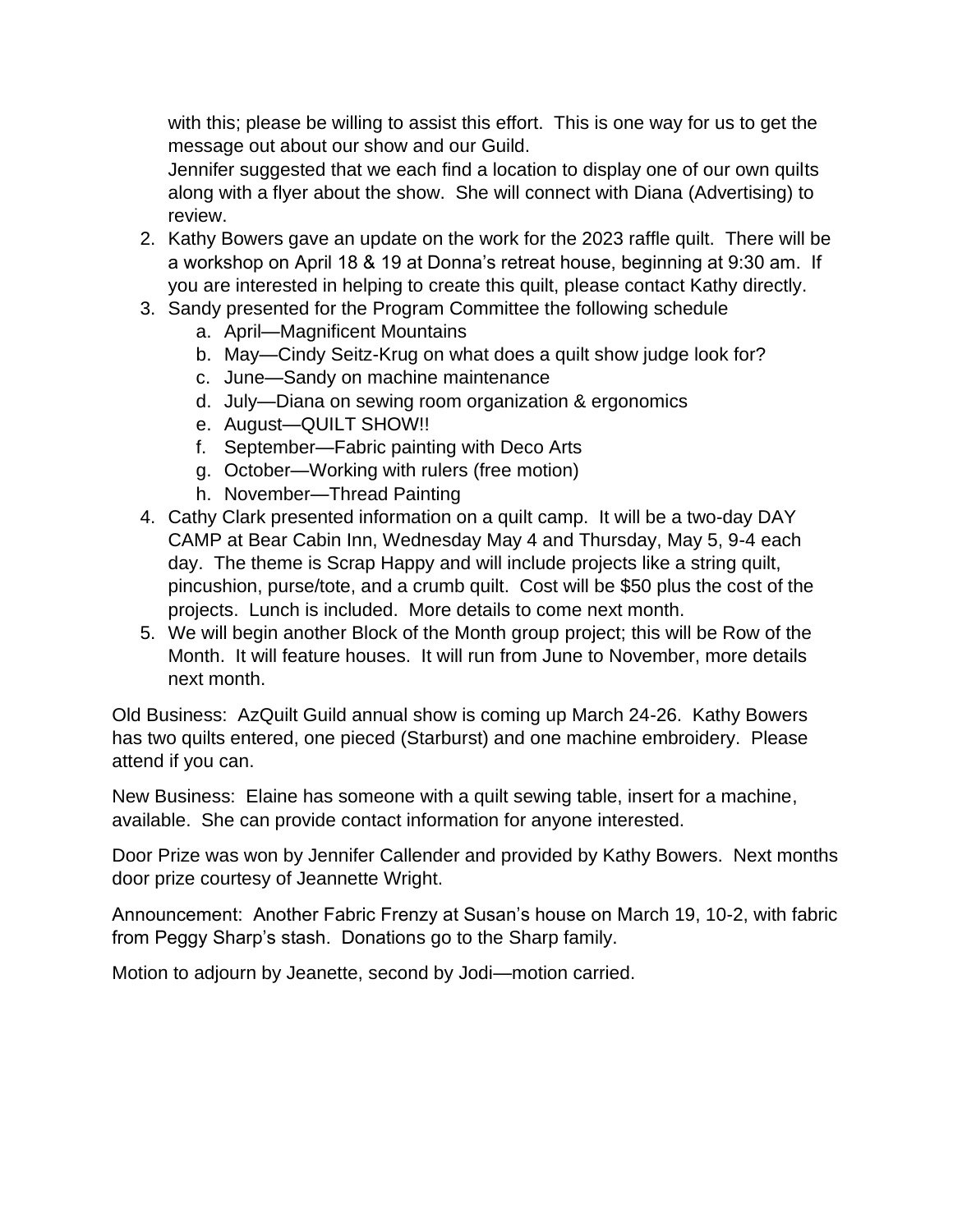with this; please be willing to assist this effort. This is one way for us to get the message out about our show and our Guild.
Jennifer suggested that we each find a location to display one of our own quilts along with a flyer about the show. She will connect with Diana (Advertising) to review.

2. Kathy Bowers gave an update on the work for the 2023 raffle quilt. There will be a workshop on April 18 & 19 at Donna's retreat house, beginning at 9:30 am. If you are interested in helping to create this quilt, please contact Kathy directly.
3. Sandy presented for the Program Committee the following schedule
    a. April—Magnificent Mountains
    b. May—Cindy Seitz-Krug on what does a quilt show judge look for?
    c. June—Sandy on machine maintenance
    d. July—Diana on sewing room organization & ergonomics
    e. August—QUILT SHOW!!
    f. September—Fabric painting with Deco Arts
    g. October—Working with rulers (free motion)
    h. November—Thread Painting
4. Cathy Clark presented information on a quilt camp. It will be a two-day DAY CAMP at Bear Cabin Inn, Wednesday May 4 and Thursday, May 5, 9-4 each day. The theme is Scrap Happy and will include projects like a string quilt, pincushion, purse/tote, and a crumb quilt. Cost will be $50 plus the cost of the projects. Lunch is included. More details to come next month.
5. We will begin another Block of the Month group project; this will be Row of the Month. It will feature houses. It will run from June to November, more details next month.

Old Business: AzQuilt Guild annual show is coming up March 24-26. Kathy Bowers has two quilts entered, one pieced (Starburst) and one machine embroidery. Please attend if you can.

New Business: Elaine has someone with a quilt sewing table, insert for a machine, available. She can provide contact information for anyone interested.

Door Prize was won by Jennifer Callender and provided by Kathy Bowers. Next months door prize courtesy of Jeannette Wright.

Announcement: Another Fabric Frenzy at Susan's house on March 19, 10-2, with fabric from Peggy Sharp's stash. Donations go to the Sharp family.

Motion to adjourn by Jeanette, second by Jodi—motion carried.